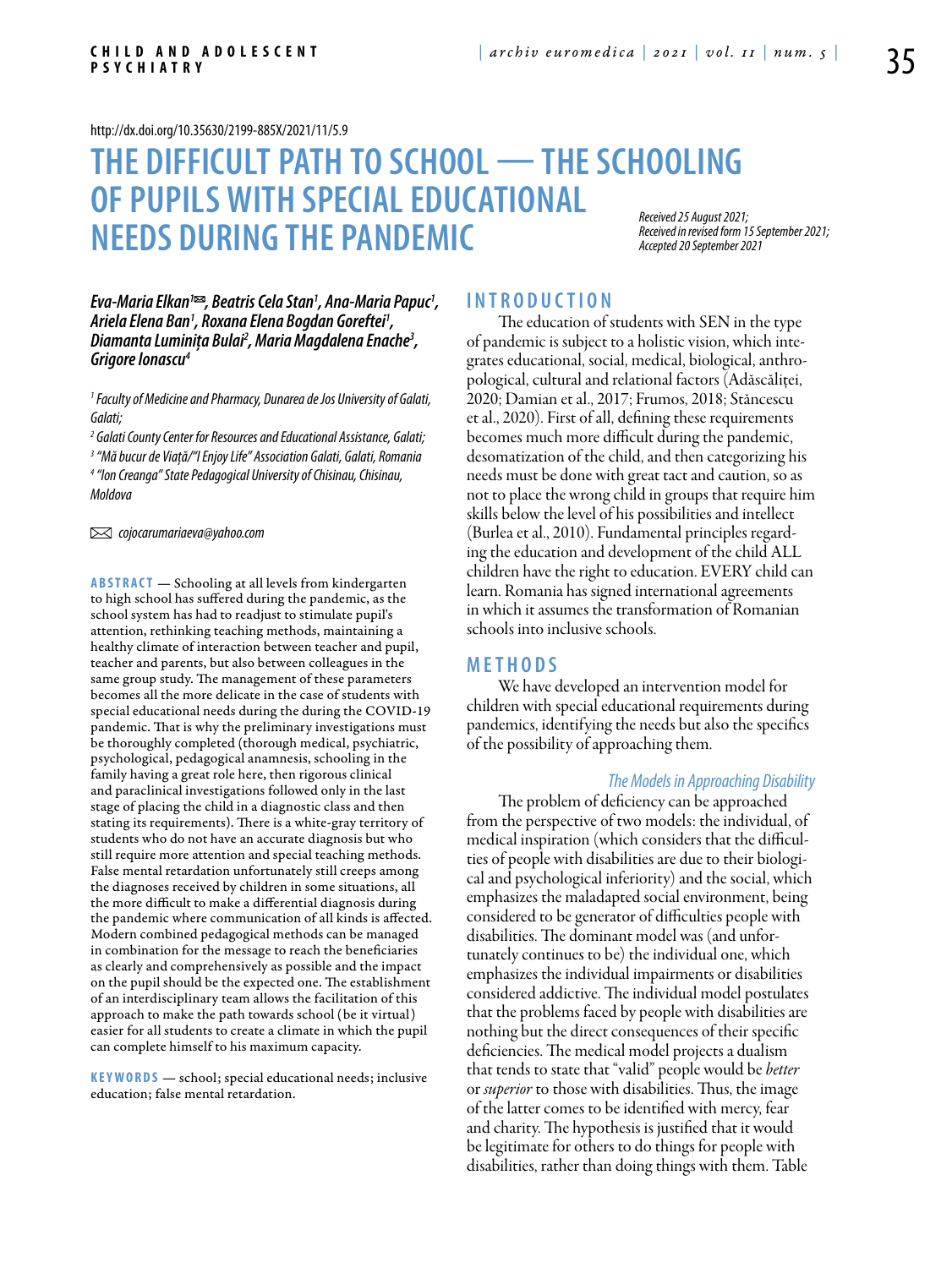http://dx.doi.org/10.35630/2199-885X/2021/11/5.9

# THE DIFFICULT PATH TO SCHOOL — THE SCHOOLING OF PUPILS WITH SPECIAL EDUCATIONAL NEEDS DURING THE PANDEMIC

*Received 25 August 2021; Received in revised form 15 September 2021; Accepted 20 September 2021*

***Eva-Maria Elkan[1]✉, Beatris Cela Stan[1], Ana-Maria Papuc[1], Ariela Elena Ban[1], Roxana Elena Bogdan Goreftei[1], Diamanta Luminița Bulai[2], Maria Magdalena Enache[3], Grigore Ionascu[4]***

*[1] Faculty of Medicine and Pharmacy, Dunarea de Jos University of Galati, Galati;*

*[2] Galati County Center for Resources and Educational Assistance, Galati;*

*[3] "Mă bucur de Viață/"I Enjoy Life" Association Galati, Galati, Romania*

*[4] "Ion Creanga" State Pedagogical University of Chisinau, Chisinau, Moldova*

✉ *cojocarumariaeva@yahoo.com*

**ABSTRACT** — Schooling at all levels from kindergarten to high school has suffered during the pandemic, as the school system has had to readjust to stimulate pupil's attention, rethinking teaching methods, maintaining a healthy climate of interaction between teacher and pupil, teacher and parents, but also between colleagues in the same group study. The management of these parameters becomes all the more delicate in the case of students with special educational needs during the during the COVID-19 pandemic. That is why the preliminary investigations must be thoroughly completed (thorough medical, psychiatric, psychological, pedagogical anamnesis, schooling in the family having a great role here, then rigorous clinical and paraclinical investigations followed only in the last stage of placing the child in a diagnostic class and then stating its requirements). There is a white-gray territory of students who do not have an accurate diagnosis but who still require more attention and special teaching methods. False mental retardation unfortunately still creeps among the diagnoses received by children in some situations, all the more difficult to make a differential diagnosis during the pandemic where communication of all kinds is affected. Modern combined pedagogical methods can be managed in combination for the message to reach the beneficiaries as clearly and comprehensively as possible and the impact on the pupil should be the expected one. The establishment of an interdisciplinary team allows the facilitation of this approach to make the path towards school (be it virtual) easier for all students to create a climate in which the pupil can complete himself to his maximum capacity.

**KEYWORDS** — school; special educational needs; inclusive education; false mental retardation.

## INTRODUCTION

The education of students with SEN in the type of pandemic is subject to a holistic vision, which integrates educational, social, medical, biological, anthropological, cultural and relational factors (Adăscăliței, 2020; Damian et al., 2017; Frumos, 2018; Stăncescu et al., 2020). First of all, defining these requirements becomes much more difficult during the pandemic, desomatization of the child, and then categorizing his needs must be done with great tact and caution, so as not to place the wrong child in groups that require him skills below the level of his possibilities and intellect (Burlea et al., 2010). Fundamental principles regarding the education and development of the child ALL children have the right to education. EVERY child can learn. Romania has signed international agreements in which it assumes the transformation of Romanian schools into inclusive schools.

## METHODS

We have developed an intervention model for children with special educational requirements during pandemics, identifying the needs but also the specifics of the possibility of approaching them.

### The Models in Approaching Disability

The problem of deficiency can be approached from the perspective of two models: the individual, of medical inspiration (which considers that the difficulties of people with disabilities are due to their biological and psychological inferiority) and the social, which emphasizes the maladapted social environment, being considered to be generator of difficulties people with disabilities. The dominant model was (and unfortunately continues to be) the individual one, which emphasizes the individual impairments or disabilities considered addictive. The individual model postulates that the problems faced by people with disabilities are nothing but the direct consequences of their specific deficiencies. The medical model projects a dualism that tends to state that "valid" people would be *better* or *superior* to those with disabilities. Thus, the image of the latter comes to be identified with mercy, fear and charity. The hypothesis is justified that it would be legitimate for others to do things for people with disabilities, rather than doing things with them. Table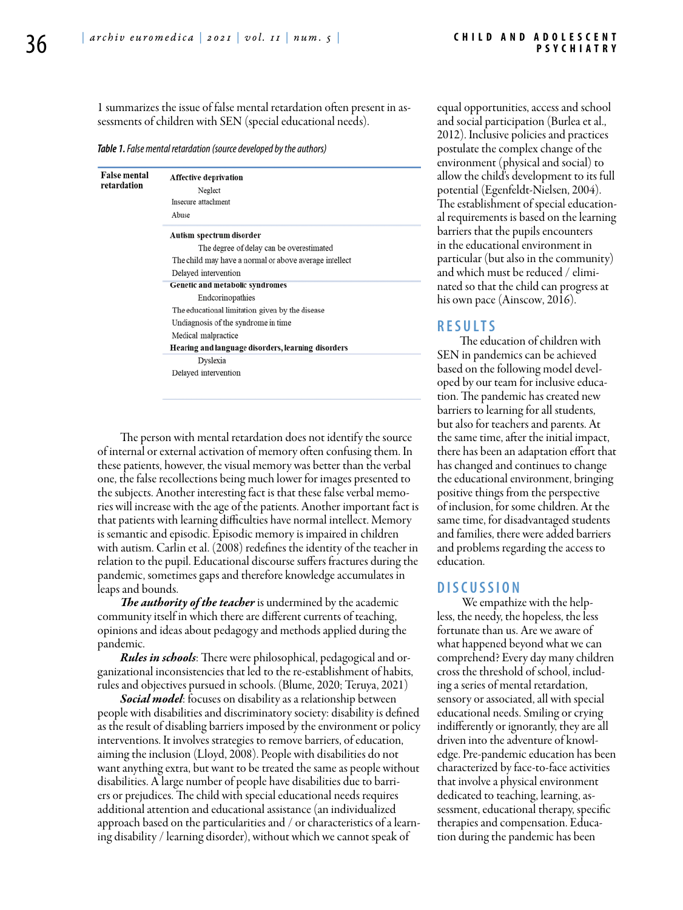1 summarizes the issue of false mental retardation often present in assessments of children with SEN (special educational needs).

*Table 1. False mental retardation (source developed by the authors)*

| False mental retardation | |
|---|---|
| | **Affective deprivation** |
| | Neglect |
| | Insecure attachment |
| | Abuse |
| | **Autism spectrum disorder** |
| | The degree of delay can be overestimated |
| | The child may have a normal or above average intellect |
| | Delayed intervention |
| | **Genetic and metabolic syndromes** |
| | Endcorinopathies |
| | The educational limitation given by the disease |
| | Undiagnosis of the syndrome in time |
| | Medical malpractice |
| | **Hearing and language disorders, learning disorders** |
| | Dyslexia |
| | Delayed intervention |

The person with mental retardation does not identify the source of internal or external activation of memory often confusing them. In these patients, however, the visual memory was better than the verbal one, the false recollections being much lower for images presented to the subjects. Another interesting fact is that these false verbal memories will increase with the age of the patients. Another important fact is that patients with learning difficulties have normal intellect. Memory is semantic and episodic. Episodic memory is impaired in children with autism. Carlin et al. (2008) redefines the identity of the teacher in relation to the pupil. Educational discourse suffers fractures during the pandemic, sometimes gaps and therefore knowledge accumulates in leaps and bounds.

***The authority of the teacher*** is undermined by the academic community itself in which there are different currents of teaching, opinions and ideas about pedagogy and methods applied during the pandemic.

***Rules in schools***: There were philosophical, pedagogical and organizational inconsistencies that led to the re-establishment of habits, rules and objectives pursued in schools. (Blume, 2020; Teruya, 2021)

***Social model***: focuses on disability as a relationship between people with disabilities and discriminatory society: disability is defined as the result of disabling barriers imposed by the environment or policy interventions. It involves strategies to remove barriers, of education, aiming the inclusion (Lloyd, 2008). People with disabilities do not want anything extra, but want to be treated the same as people without disabilities. A large number of people have disabilities due to barriers or prejudices. The child with special educational needs requires additional attention and educational assistance (an individualized approach based on the particularities and / or characteristics of a learning disability / learning disorder), without which we cannot speak of equal opportunities, access and school and social participation (Burlea et al., 2012). Inclusive policies and practices postulate the complex change of the environment (physical and social) to allow the child's development to its full potential (Egenfeldt-Nielsen, 2004). The establishment of special educational requirements is based on the learning barriers that the pupils encounters in the educational environment in particular (but also in the community) and which must be reduced / eliminated so that the child can progress at his own pace (Ainscow, 2016).

## RESULTS

The education of children with SEN in pandemics can be achieved based on the following model developed by our team for inclusive education. The pandemic has created new barriers to learning for all students, but also for teachers and parents. At the same time, after the initial impact, there has been an adaptation effort that has changed and continues to change the educational environment, bringing positive things from the perspective of inclusion, for some children. At the same time, for disadvantaged students and families, there were added barriers and problems regarding the access to education.

## DISCUSSION

We empathize with the helpless, the needy, the hopeless, the less fortunate than us. Are we aware of what happened beyond what we can comprehend? Every day many children cross the threshold of school, including a series of mental retardation, sensory or associated, all with special educational needs. Smiling or crying indifferently or ignorantly, they are all driven into the adventure of knowledge. Pre-pandemic education has been characterized by face-to-face activities that involve a physical environment dedicated to teaching, learning, assessment, educational therapy, specific therapies and compensation. Education during the pandemic has been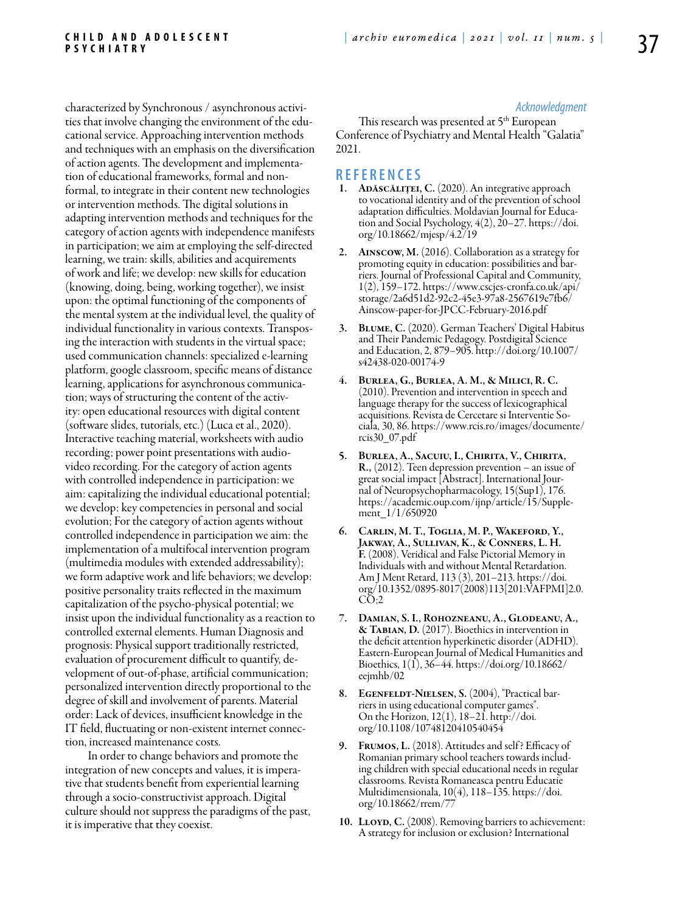characterized by Synchronous / asynchronous activities that involve changing the environment of the educational service. Approaching intervention methods and techniques with an emphasis on the diversification of action agents. The development and implementation of educational frameworks, formal and nonformal, to integrate in their content new technologies or intervention methods. The digital solutions in adapting intervention methods and techniques for the category of action agents with independence manifests in participation; we aim at employing the self-directed learning, we train: skills, abilities and acquirements of work and life; we develop: new skills for education (knowing, doing, being, working together), we insist upon: the optimal functioning of the components of the mental system at the individual level, the quality of individual functionality in various contexts. Transposing the interaction with students in the virtual space; used communication channels: specialized e-learning platform, google classroom, specific means of distance learning, applications for asynchronous communication; ways of structuring the content of the activity: open educational resources with digital content (software slides, tutorials, etc.) (Luca et al., 2020). Interactive teaching material, worksheets with audio recording; power point presentations with audio-video recording. For the category of action agents with controlled independence in participation: we aim: capitalizing the individual educational potential; we develop: key competencies in personal and social evolution; For the category of action agents without controlled independence in participation we aim: the implementation of a multifocal intervention program (multimedia modules with extended addressability); we form adaptive work and life behaviors; we develop: positive personality traits reflected in the maximum capitalization of the psycho-physical potential; we insist upon the individual functionality as a reaction to controlled external elements. Human Diagnosis and prognosis: Physical support traditionally restricted, evaluation of procurement difficult to quantify, development of out-of-phase, artificial communication; personalized intervention directly proportional to the degree of skill and involvement of parents. Material order: Lack of devices, insufficient knowledge in the IT field, fluctuating or non-existent internet connection, increased maintenance costs.

In order to change behaviors and promote the integration of new concepts and values, it is imperative that students benefit from experiential learning through a socio-constructivist approach. Digital culture should not suppress the paradigms of the past, it is imperative that they coexist.

### Acknowledgment

This research was presented at 5th European Conference of Psychiatry and Mental Health "Galatia" 2021.

## REFERENCES

1. **Adăscăliței, C.** (2020). An integrative approach to vocational identity and of the prevention of school adaptation difficulties. Moldavian Journal for Education and Social Psychology, 4(2), 20–27. https://doi.org/10.18662/mjesp/4.2/19
2. **Ainscow, M.** (2016). Collaboration as a strategy for promoting equity in education: possibilities and barriers. Journal of Professional Capital and Community, 1(2), 159–172. https://www.cscjes-cronfa.co.uk/api/storage/2a6d51d2-92c2-45e3-97a8-2567619e7fb6/Ainscow-paper-for-JPCC-February-2016.pdf
3. **Blume, C.** (2020). German Teachers' Digital Habitus and Their Pandemic Pedagogy. Postdigital Science and Education, 2, 879–905. http://doi.org/10.1007/s42438-020-00174-9
4. **Burlea, G., Burlea, A. M., & Milici, R. C.** (2010). Prevention and intervention in speech and language therapy for the success of lexicographical acquisitions. Revista de Cercetare si Interventie Sociala, 30, 86. https://www.rcis.ro/images/documente/rcis30_07.pdf
5. **Burlea, A., Sacuiu, I., Chirita, V., Chirita, R.,** (2012). Teen depression prevention – an issue of great social impact [Abstract]. International Journal of Neuropsychopharmacology, 15(Sup1), 176. https://academic.oup.com/ijnp/article/15/Supplement_1/1/650920
6. **Carlin, M. T., Toglia, M. P., Wakeford, Y., Jakway, A., Sullivan, K., & Conners, L. H. F.** (2008). Veridical and False Pictorial Memory in Individuals with and without Mental Retardation. Am J Ment Retard, 113 (3), 201–213. https://doi.org/10.1352/0895-8017(2008)113[201:VAFPMI]2.0.CO;2
7. **Damian, S. I., Rohozneanu, A., Glodeanu, A., & Tabian, D.** (2017). Bioethics in intervention in the deficit attention hyperkinetic disorder (ADHD). Eastern-European Journal of Medical Humanities and Bioethics, 1(1), 36–44. https://doi.org/10.18662/eejmhb/02
8. **Egenfeldt-Nielsen, S.** (2004), "Practical barriers in using educational computer games". On the Horizon, 12(1), 18–21. http://doi.org/10.1108/10748120410540454
9. **Frumos, L.** (2018). Attitudes and self? Efficacy of Romanian primary school teachers towards including children with special educational needs in regular classrooms. Revista Romaneasca pentru Educatie Multidimensionala, 10(4), 118–135. https://doi.org/10.18662/rrem/77
10. **Lloyd, C.** (2008). Removing barriers to achievement: A strategy for inclusion or exclusion? International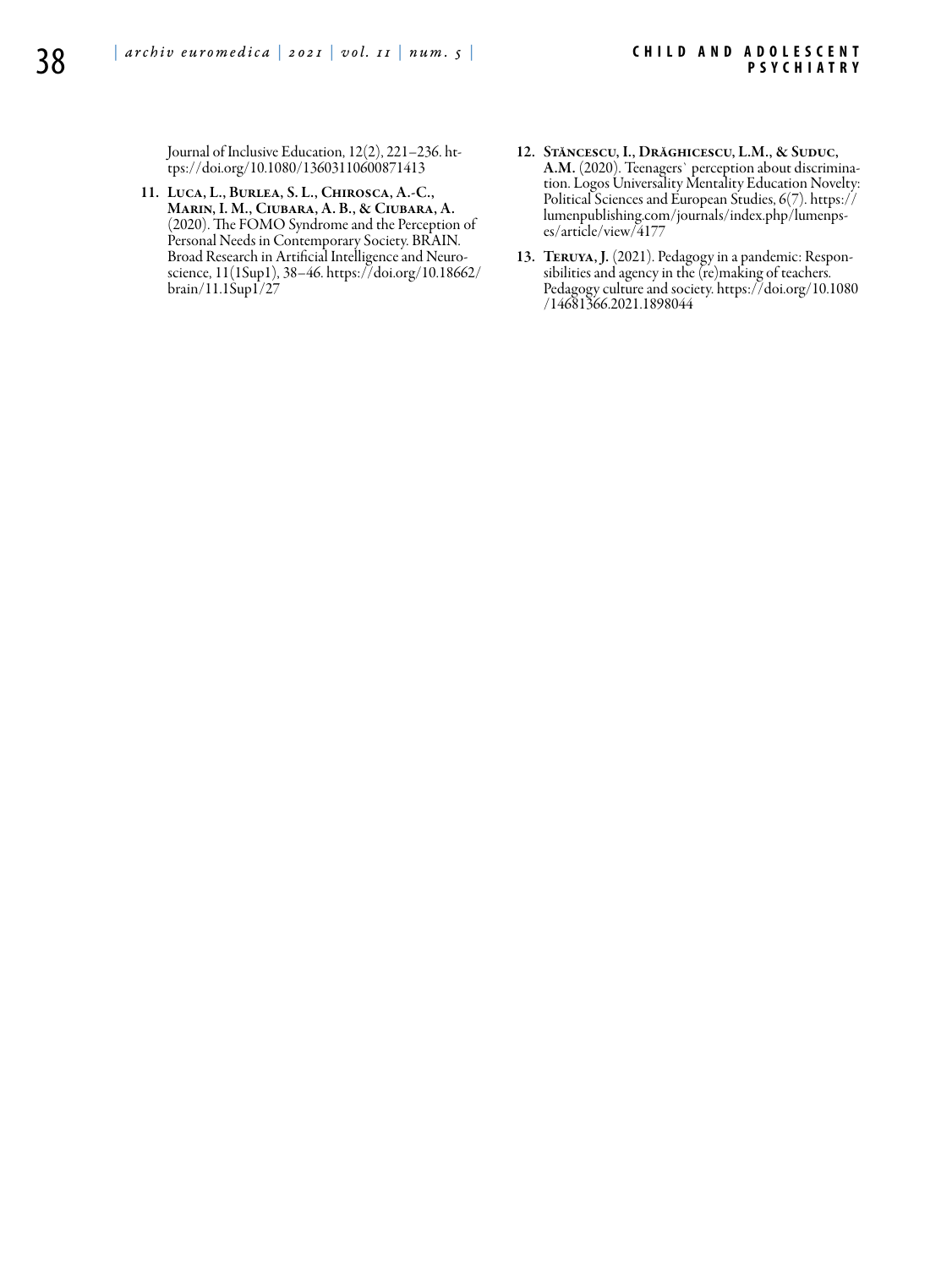Journal of Inclusive Education, 12(2), 221–236. https://doi.org/10.1080/13603110600871413

11. **Luca, L., Burlea, S. L., Chirosca, A.-C., Marin, I. M., Ciubara, A. B., & Ciubara, A.** (2020). The FOMO Syndrome and the Perception of Personal Needs in Contemporary Society. BRAIN. Broad Research in Artificial Intelligence and Neuroscience, 11(1Sup1), 38–46. https://doi.org/10.18662/brain/11.1Sup1/27

12. **Stăncescu, I., Drăghicescu, L.M., & Suduc, A.M.** (2020). Teenagers` perception about discrimination. Logos Universality Mentality Education Novelty: Political Sciences and European Studies, 6(7). https://lumenpublishing.com/journals/index.php/lumenpses/article/view/4177

13. **Teruya, J.** (2021). Pedagogy in a pandemic: Responsibilities and agency in the (re)making of teachers. Pedagogy culture and society. https://doi.org/10.1080/14681366.2021.1898044